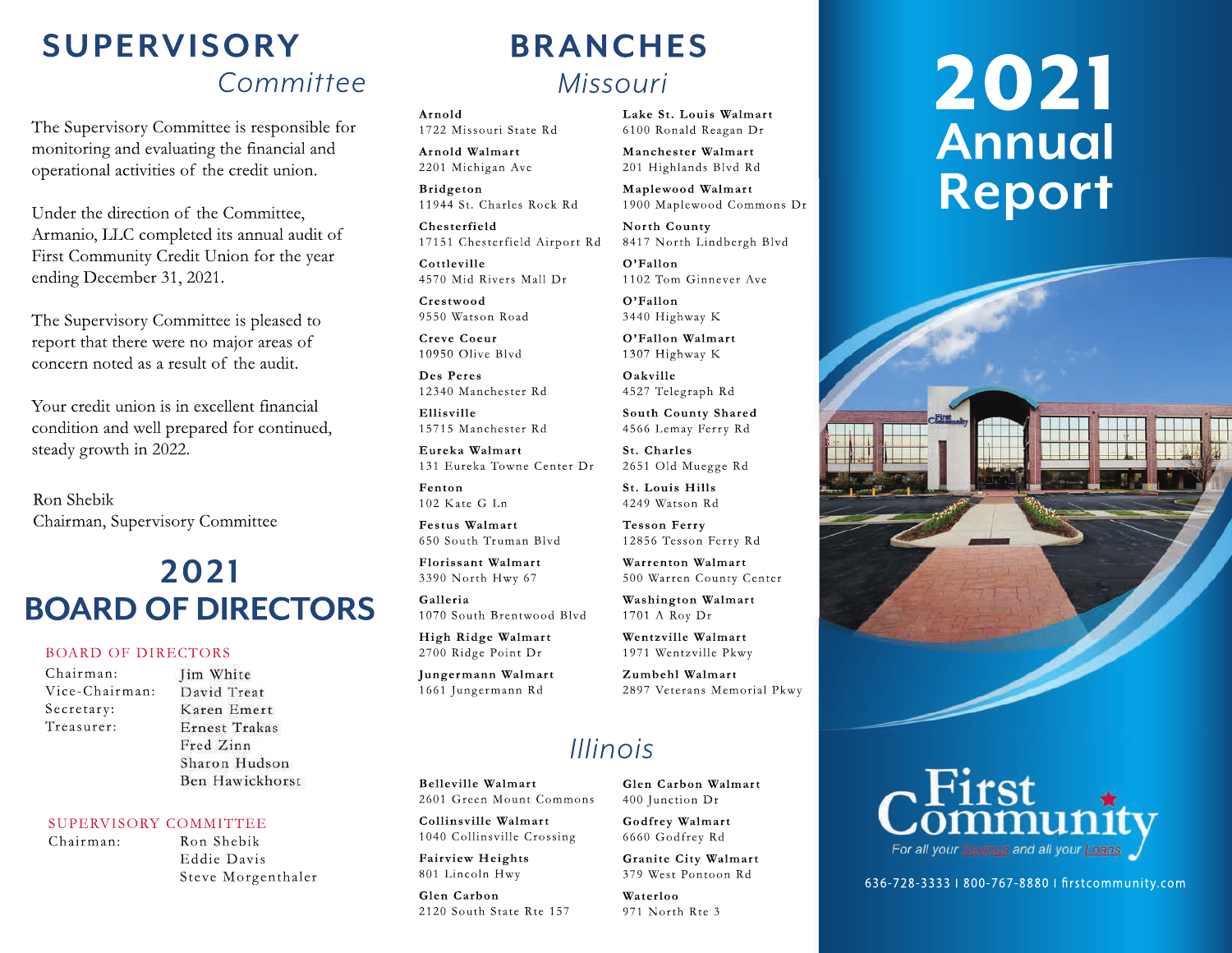# SUPERVISORY *Committee*

The Supervisory Committee is responsible for monitoring and evaluating the financial and operational activities of the credit union.

Under the direction of the Committee, Armanio, LLC completed its annual audit of First Community Credit Union for the year ending December 31, 2021.

The Supervisory Committee is pleased to report that there were no major areas of concern noted as a result of the audit.

Your credit union is in excellent financial condition and well prepared for continued, steady growth in 2022.

Ron Shebik
Chairman, Supervisory Committee

# 2021 BOARD OF DIRECTORS

## BOARD OF DIRECTORS

| | |
|---|---|
| Chairman: | Jim White |
| Vice-Chairman: | David Treat |
| Secretary: | Karen Emert |
| Treasurer: | Ernest Trakas |
| | Fred Zinn |
| | Sharon Hudson |
| | Ben Hawickhorst |

## SUPERVISORY COMMITTEE

| | |
|---|---|
| Chairman: | Ron Shebik |
| | Eddie Davis |
| | Steve Morgenthaler |

# BRANCHES

## *Missouri*

**Arnold**
1722 Missouri State Rd

**Arnold Walmart**
2201 Michigan Ave

**Bridgeton**
11944 St. Charles Rock Rd

**Chesterfield**
17151 Chesterfield Airport Rd

**Cottleville**
4570 Mid Rivers Mall Dr

**Crestwood**
9550 Watson Road

**Creve Coeur**
10950 Olive Blvd

**Des Peres**
12340 Manchester Rd

**Ellisville**
15715 Manchester Rd

**Eureka Walmart**
131 Eureka Towne Center Dr

**Fenton**
102 Kate G Ln

**Festus Walmart**
650 South Truman Blvd

**Florissant Walmart**
3390 North Hwy 67

**Galleria**
1070 South Brentwood Blvd

**High Ridge Walmart**
2700 Ridge Point Dr

**Jungermann Walmart**
1661 Jungermann Rd

**Lake St. Louis Walmart**
6100 Ronald Reagan Dr

**Manchester Walmart**
201 Highlands Blvd Rd

**Maplewood Walmart**
1900 Maplewood Commons Dr

**North County**
8417 North Lindbergh Blvd

**O'Fallon**
1102 Tom Ginnever Ave

**O'Fallon**
3440 Highway K

**O'Fallon Walmart**
1307 Highway K

**Oakville**
4527 Telegraph Rd

**South County Shared**
4566 Lemay Ferry Rd

**St. Charles**
2651 Old Muegge Rd

**St. Louis Hills**
4249 Watson Rd

**Tesson Ferry**
12856 Tesson Ferry Rd

**Warrenton Walmart**
500 Warren County Center

**Washington Walmart**
1701 A Roy Dr

**Wentzville Walmart**
1971 Wentzville Pkwy

**Zumbehl Walmart**
2897 Veterans Memorial Pkwy

## *Illinois*

**Belleville Walmart**
2601 Green Mount Commons

**Collinsville Walmart**
1040 Collinsville Crossing

**Fairview Heights**
801 Lincoln Hwy

**Glen Carbon**
2120 South State Rte 157

**Glen Carbon Walmart**
400 Junction Dr

**Godfrey Walmart**
6660 Godfrey Rd

**Granite City Walmart**
379 West Pontoon Rd

**Waterloo**
971 North Rte 3

# 2021 Annual Report

First Community
For all your Savings and all your Loans

636-728-3333 | 800-767-8880 | firstcommunity.com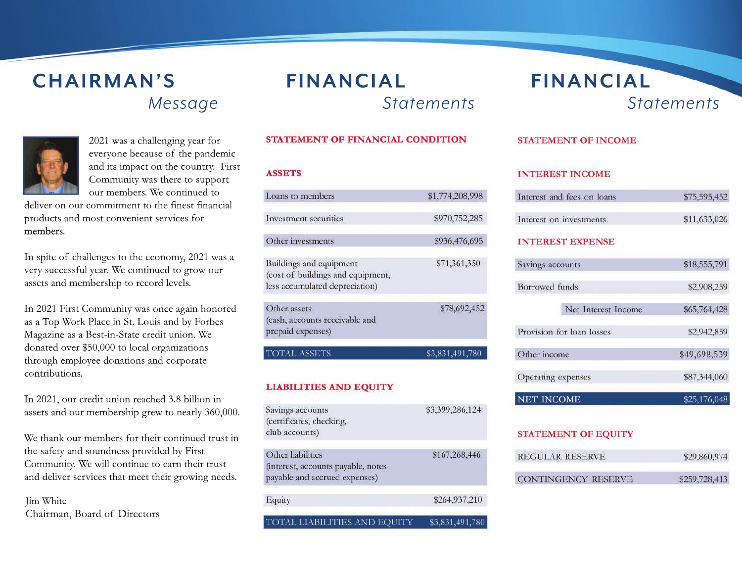# CHAIRMAN'S *Message*

2021 was a challenging year for everyone because of the pandemic and its impact on the country. First Community was there to support our members. We continued to deliver on our commitment to the finest financial products and most convenient services for members.

In spite of challenges to the economy, 2021 was a very successful year. We continued to grow our assets and membership to record levels.

In 2021 First Community was once again honored as a Top Work Place in St. Louis and by Forbes Magazine as a Best-in-State credit union. We donated over $50,000 to local organizations through employee donations and corporate contributions.

In 2021, our credit union reached 3.8 billion in assets and our membership grew to nearly 360,000.

We thank our members for their continued trust in the safety and soundness provided by First Community. We will continue to earn their trust and deliver services that meet their growing needs.

Jim White
Chairman, Board of Directors

# FINANCIAL *Statements*

## STATEMENT OF FINANCIAL CONDITION

### ASSETS

| | |
|---|---|
| Loans to members | $1,774,208,998 |
| Investment securities | $970,752,285 |
| Other investments | $936,476,695 |
| Buildings and equipment (cost of buildings and equipment, less accumulated depreciation) | $71,361,350 |
| Other assets (cash, accounts receivable and prepaid expenses) | $78,692,452 |
| TOTAL ASSETS | $3,831,491,780 |

### LIABILITIES AND EQUITY

| | |
|---|---|
| Savings accounts (certificates, checking, club accounts) | $3,399,286,124 |
| Other liabilities (interest, accounts payable, notes payable and accrued expenses) | $167,268,446 |
| Equity | $264,937,210 |
| TOTAL LIABILITIES AND EQUITY | $3,831,491,780 |

# FINANCIAL *Statements*

## STATEMENT OF INCOME

### INTEREST INCOME

| | |
|---|---|
| Interest and fees on loans | $75,595,452 |
| Interest on investments | $11,633,026 |

### INTEREST EXPENSE

| | |
|---|---|
| Savings accounts | $18,555,791 |
| Borrowed funds | $2,908,259 |
| Net Interest Income | $65,764,428 |
| Provision for loan losses | $2,942,859 |
| Other income | $49,698,539 |
| Operating expenses | $87,344,060 |
| NET INCOME | $25,176,048 |

## STATEMENT OF EQUITY

| | |
|---|---|
| REGULAR RESERVE | $29,860,974 |
| CONTINGENCY RESERVE | $259,728,413 |